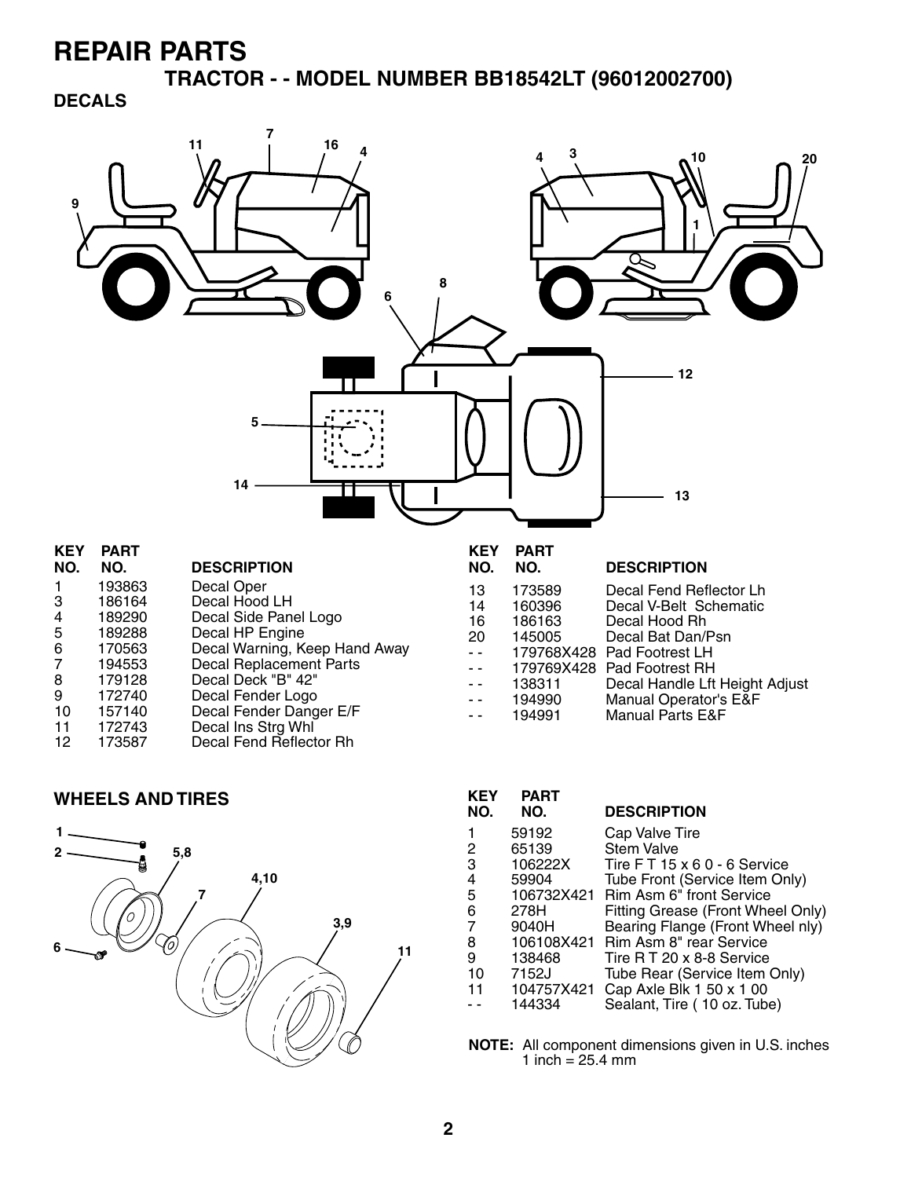# REPAIR PARTS

## TRACTOR - - MODEL NUMBER BB18542LT (96012002700)

### DECALS

| KEY NO. | PART NO. | DESCRIPTION |
|---|---|---|
| 1 | 193863 | Decal Oper |
| 3 | 186164 | Decal Hood LH |
| 4 | 189290 | Decal Side Panel Logo |
| 5 | 189288 | Decal HP Engine |
| 6 | 170563 | Decal Warning, Keep Hand Away |
| 7 | 194553 | Decal Replacement Parts |
| 8 | 179128 | Decal Deck "B" 42" |
| 9 | 172740 | Decal Fender Logo |
| 10 | 157140 | Decal Fender Danger E/F |
| 11 | 172743 | Decal Ins Strg Whl |
| 12 | 173587 | Decal Fend Reflector Rh |
| 13 | 173589 | Decal Fend Reflector Lh |
| 14 | 160396 | Decal V-Belt Schematic |
| 16 | 186163 | Decal Hood Rh |
| 20 | 145005 | Decal Bat Dan/Psn |
| - - | 179768X428 | Pad Footrest LH |
| - - | 179769X428 | Pad Footrest RH |
| - - | 138311 | Decal Handle Lft Height Adjust |
| - - | 194990 | Manual Operator's E&F |
| - - | 194991 | Manual Parts E&F |

### WHEELS AND TIRES

| KEY NO. | PART NO. | DESCRIPTION |
|---|---|---|
| 1 | 59192 | Cap Valve Tire |
| 2 | 65139 | Stem Valve |
| 3 | 106222X | Tire F T 15 x 6 0 - 6 Service |
| 4 | 59904 | Tube Front (Service Item Only) |
| 5 | 106732X421 | Rim Asm 6" front Service |
| 6 | 278H | Fitting Grease (Front Wheel Only) |
| 7 | 9040H | Bearing Flange (Front Wheel nly) |
| 8 | 106108X421 | Rim Asm 8" rear Service |
| 9 | 138468 | Tire R T 20 x 8-8 Service |
| 10 | 7152J | Tube Rear (Service Item Only) |
| 11 | 104757X421 | Cap Axle Blk 1 50 x 1 00 |
| - - | 144334 | Sealant, Tire ( 10 oz. Tube) |

**NOTE:** All component dimensions given in U.S. inches
1 inch = 25.4 mm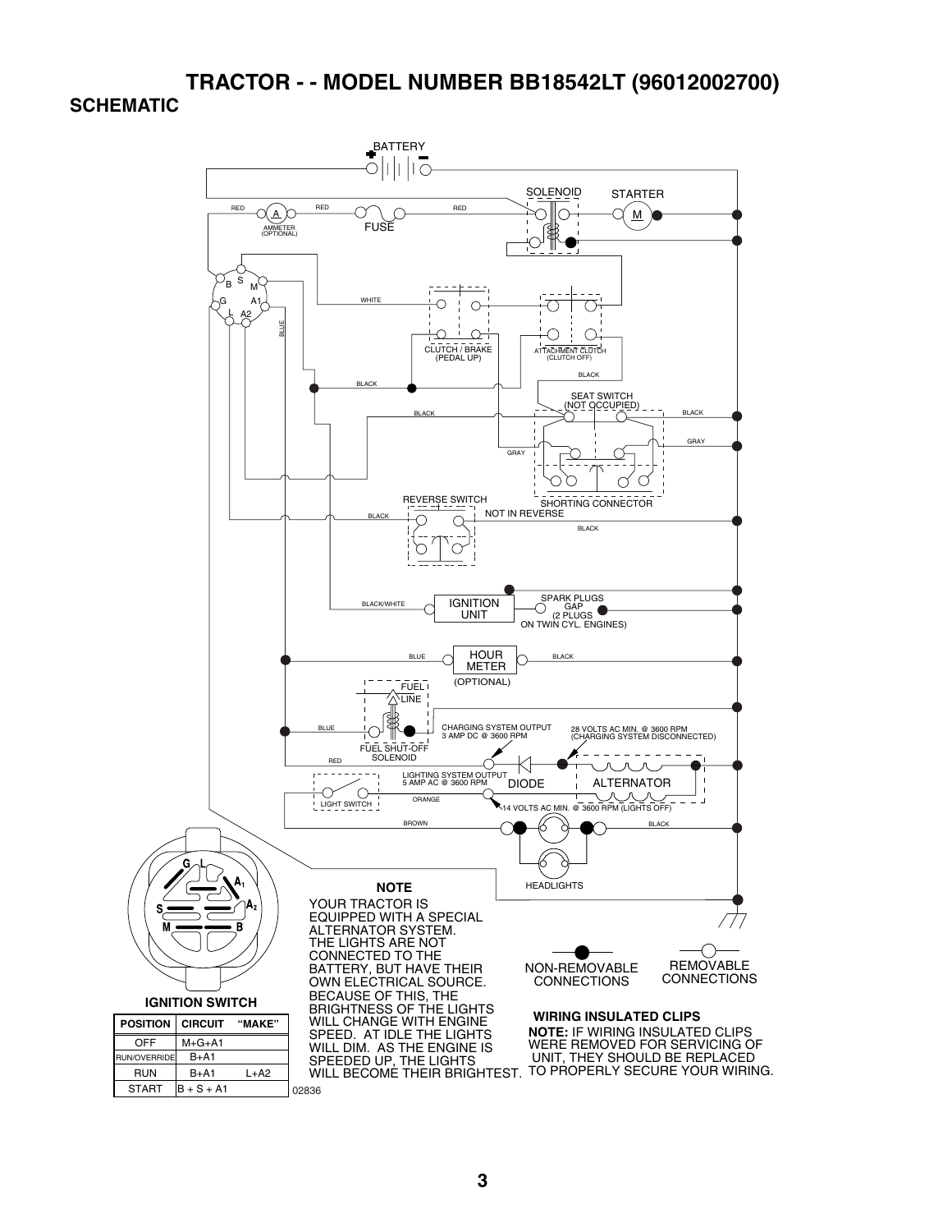# TRACTOR - - MODEL NUMBER BB18542LT (96012002700)

## SCHEMATIC

BATTERY

SOLENOID

STARTER

RED

AMMETER (OPTIONAL)

FUSE

WHITE

BLUE

CLUTCH / BRAKE (PEDAL UP)

ATTACHMENT CLUTCH (CLUTCH OFF)

BLACK

SEAT SWITCH (NOT OCCUPIED)

GRAY

REVERSE SWITCH

SHORTING CONNECTOR

NOT IN REVERSE

BLACK/WHITE

IGNITION UNIT

SPARK PLUGS GAP (2 PLUGS ON TWIN CYL. ENGINES)

HOUR METER (OPTIONAL)

FUEL LINE

FUEL SHUT-OFF SOLENOID

CHARGING SYSTEM OUTPUT 3 AMP DC @ 3600 RPM

28 VOLTS AC MIN. @ 3600 RPM (CHARGING SYSTEM DISCONNECTED)

LIGHTING SYSTEM OUTPUT 5 AMP AC @ 3600 RPM

DIODE

ALTERNATOR

LIGHT SWITCH

ORANGE

14 VOLTS AC MIN. @ 3600 RPM (LIGHTS OFF)

BROWN

HEADLIGHTS

### IGNITION SWITCH

| POSITION | CIRCUIT | "MAKE" |
|---|---|---|
| OFF | M+G+A1 | |
| RUN/OVERRIDE | B+A1 | |
| RUN | B+A1 | L+A2 |
| START | B + S + A1 | |

02836

**NOTE**

YOUR TRACTOR IS EQUIPPED WITH A SPECIAL ALTERNATOR SYSTEM. THE LIGHTS ARE NOT CONNECTED TO THE BATTERY, BUT HAVE THEIR OWN ELECTRICAL SOURCE. BECAUSE OF THIS, THE BRIGHTNESS OF THE LIGHTS WILL CHANGE WITH ENGINE SPEED. AT IDLE THE LIGHTS WILL DIM. AS THE ENGINE IS SPEEDED UP, THE LIGHTS WILL BECOME THEIR BRIGHTEST.

NON-REMOVABLE CONNECTIONS

REMOVABLE CONNECTIONS

**WIRING INSULATED CLIPS**

**NOTE:** IF WIRING INSULATED CLIPS WERE REMOVED FOR SERVICING OF UNIT, THEY SHOULD BE REPLACED TO PROPERLY SECURE YOUR WIRING.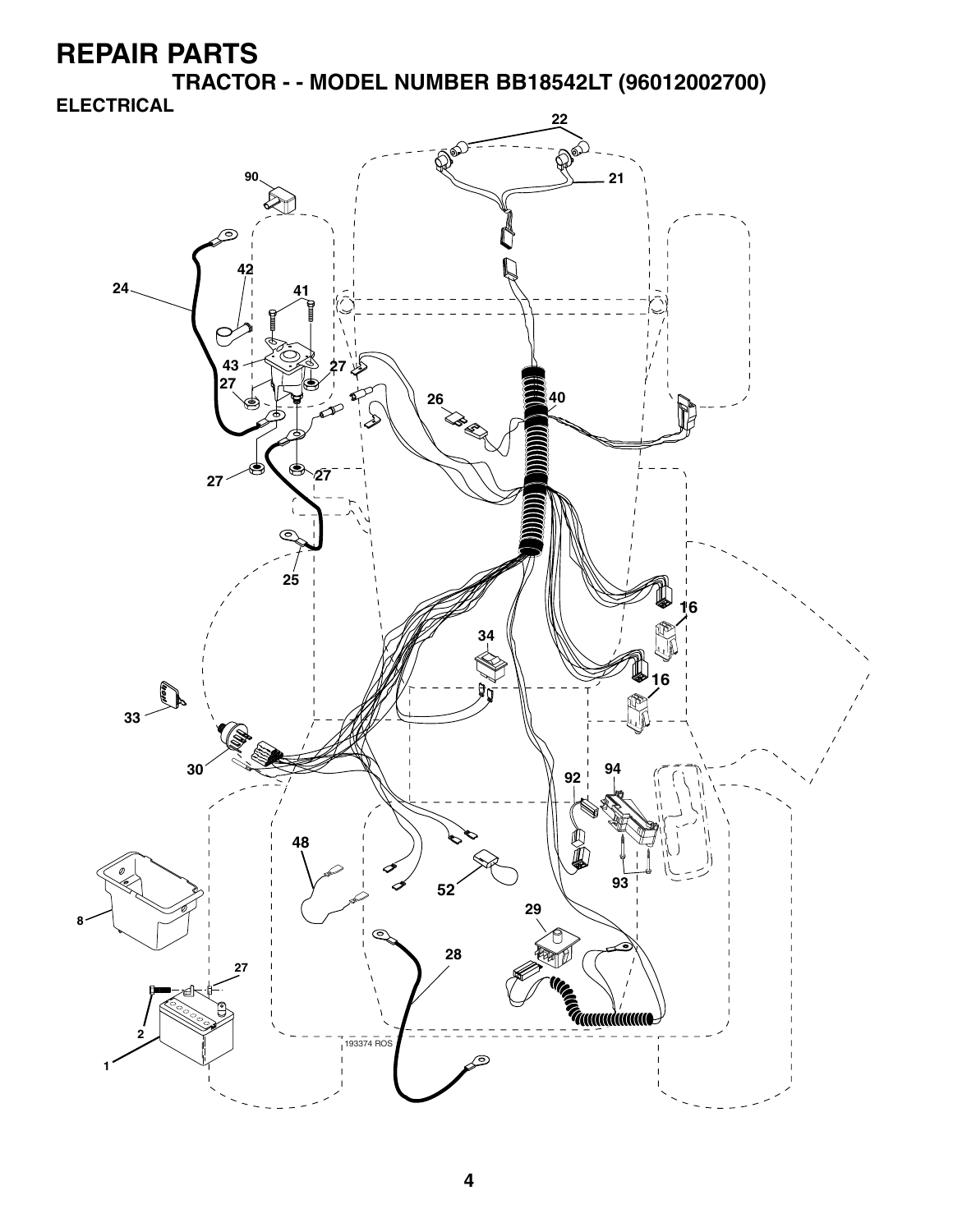# REPAIR PARTS

## TRACTOR - - MODEL NUMBER BB18542LT (96012002700)

### ELECTRICAL

22
90
21
24
42
41
43
27
27
26
40
27
27
25
16
34
16
33
30
92
94
48
52
93
8
29
28
27
2
1
193374 ROS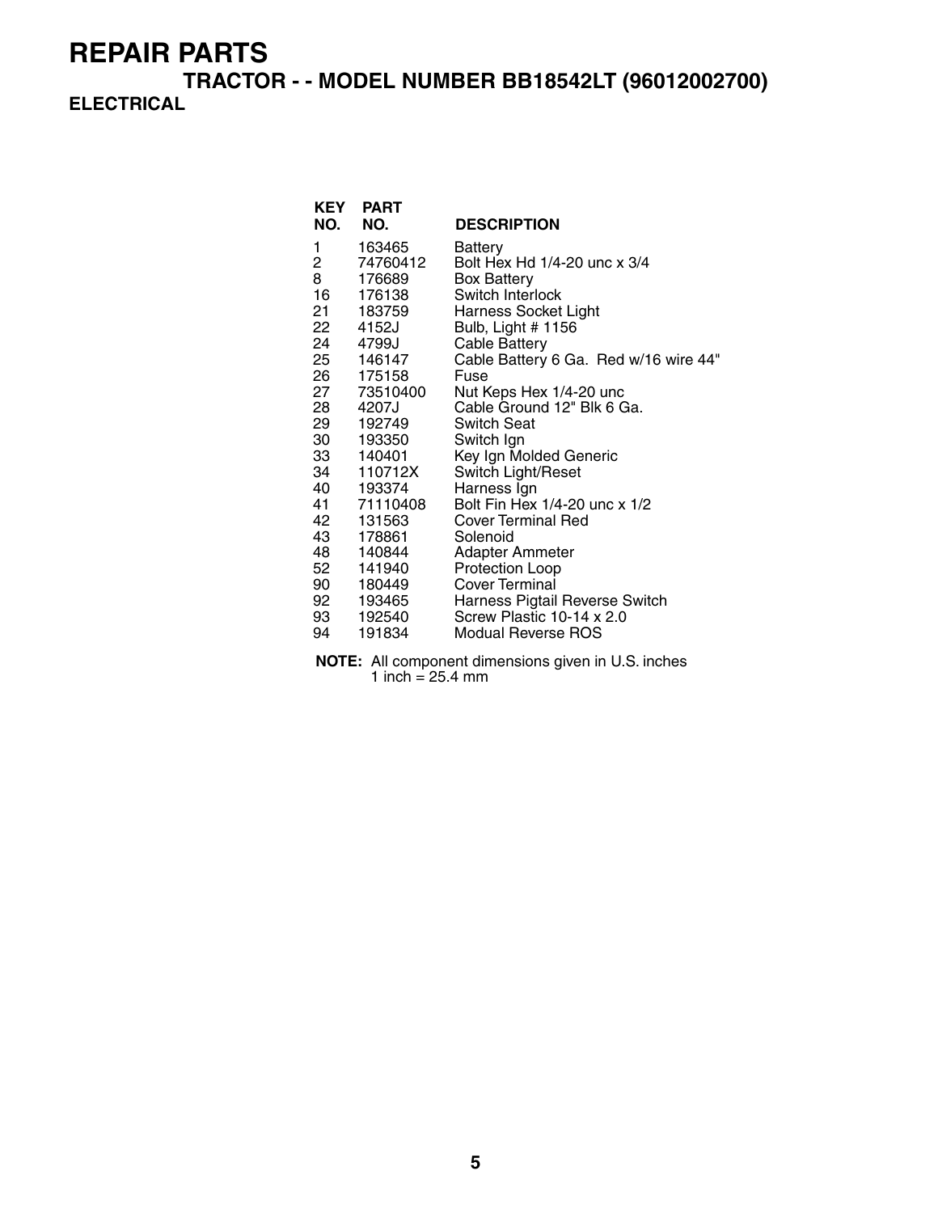# REPAIR PARTS

## TRACTOR - - MODEL NUMBER BB18542LT (96012002700)

### ELECTRICAL

| KEY NO. | PART NO. | DESCRIPTION |
|---|---|---|
| 1 | 163465 | Battery |
| 2 | 74760412 | Bolt Hex Hd 1/4-20 unc x 3/4 |
| 8 | 176689 | Box Battery |
| 16 | 176138 | Switch Interlock |
| 21 | 183759 | Harness Socket Light |
| 22 | 4152J | Bulb, Light # 1156 |
| 24 | 4799J | Cable Battery |
| 25 | 146147 | Cable Battery 6 Ga. Red w/16 wire 44" |
| 26 | 175158 | Fuse |
| 27 | 73510400 | Nut Keps Hex 1/4-20 unc |
| 28 | 4207J | Cable Ground 12" Blk 6 Ga. |
| 29 | 192749 | Switch Seat |
| 30 | 193350 | Switch Ign |
| 33 | 140401 | Key Ign Molded Generic |
| 34 | 110712X | Switch Light/Reset |
| 40 | 193374 | Harness Ign |
| 41 | 71110408 | Bolt Fin Hex 1/4-20 unc x 1/2 |
| 42 | 131563 | Cover Terminal Red |
| 43 | 178861 | Solenoid |
| 48 | 140844 | Adapter Ammeter |
| 52 | 141940 | Protection Loop |
| 90 | 180449 | Cover Terminal |
| 92 | 193465 | Harness Pigtail Reverse Switch |
| 93 | 192540 | Screw Plastic 10-14 x 2.0 |
| 94 | 191834 | Modual Reverse ROS |

**NOTE:** All component dimensions given in U.S. inches
1 inch = 25.4 mm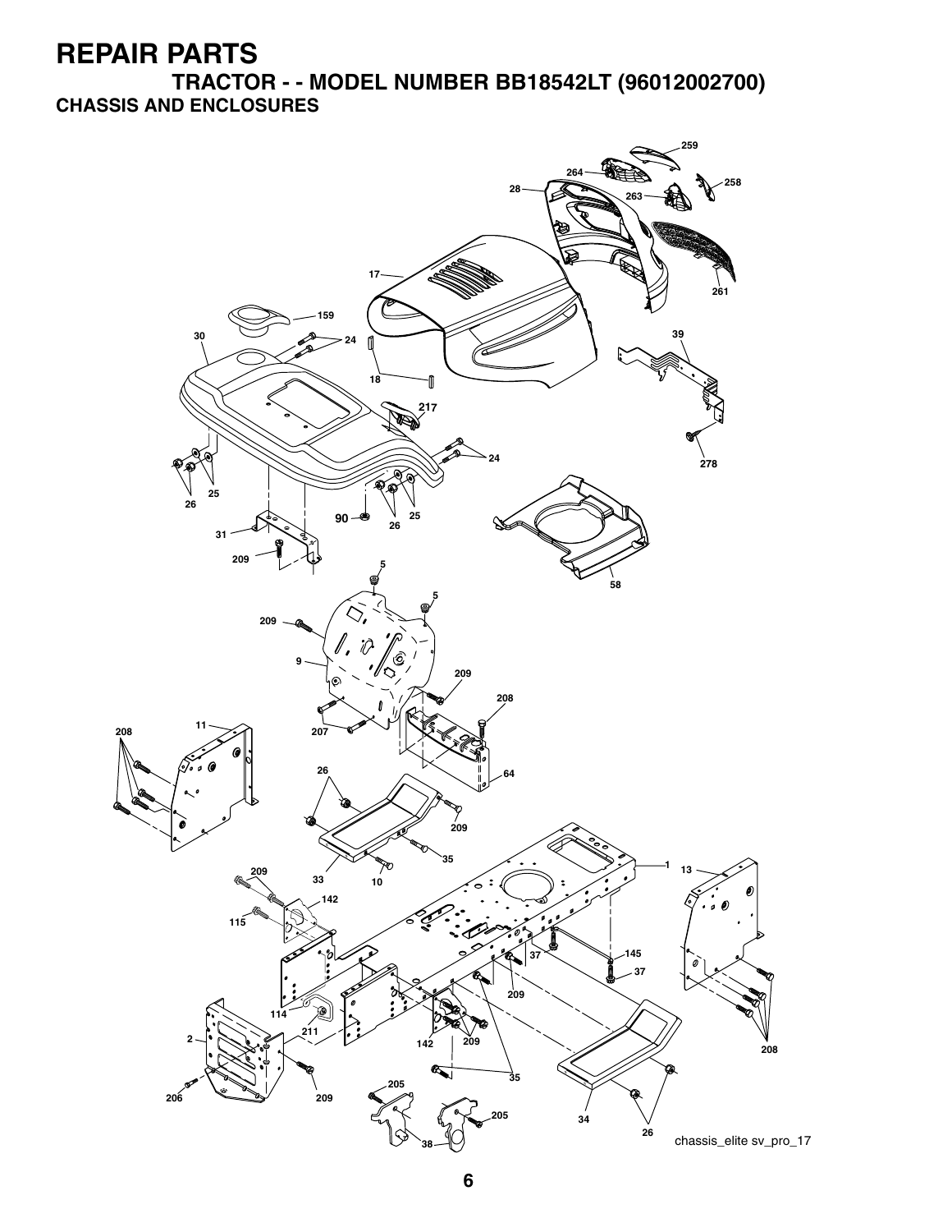# REPAIR PARTS

## TRACTOR - - MODEL NUMBER BB18542LT (96012002700)

### CHASSIS AND ENCLOSURES

259 264 258 28 263 17 261 159 30 24 39 18 217 24 278 25 26 25 90 26 31 209 58 5 5 209 9 209 208 11 207 208 64 26 209 35 1 13 209 33 10 142 115 37 145 37 209 114 211 209 142 2 208 35 206 209 205 205 34 26 38

chassis_elite sv_pro_17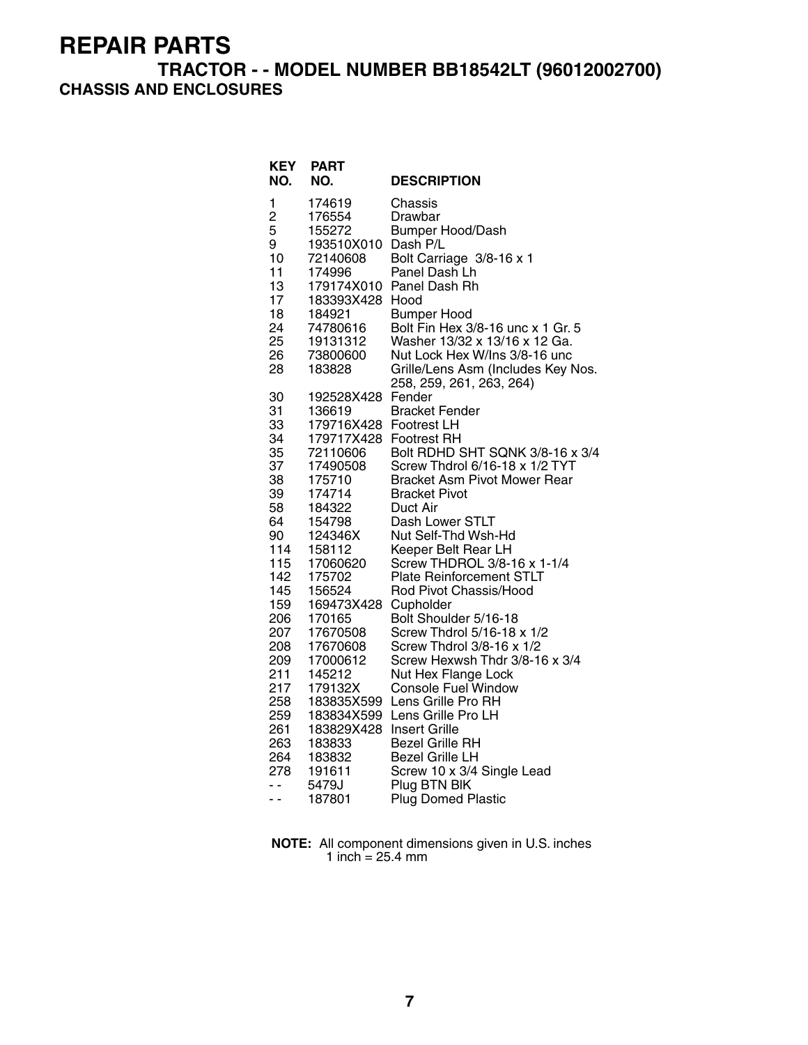# REPAIR PARTS

## TRACTOR - - MODEL NUMBER BB18542LT (96012002700)

### CHASSIS AND ENCLOSURES

| KEY NO. | PART NO. | DESCRIPTION |
|---|---|---|
| 1 | 174619 | Chassis |
| 2 | 176554 | Drawbar |
| 5 | 155272 | Bumper Hood/Dash |
| 9 | 193510X010 | Dash P/L |
| 10 | 72140608 | Bolt Carriage 3/8-16 x 1 |
| 11 | 174996 | Panel Dash Lh |
| 13 | 179174X010 | Panel Dash Rh |
| 17 | 183393X428 | Hood |
| 18 | 184921 | Bumper Hood |
| 24 | 74780616 | Bolt Fin Hex 3/8-16 unc x 1 Gr. 5 |
| 25 | 19131312 | Washer 13/32 x 13/16 x 12 Ga. |
| 26 | 73800600 | Nut Lock Hex W/Ins 3/8-16 unc |
| 28 | 183828 | Grille/Lens Asm (Includes Key Nos. 258, 259, 261, 263, 264) |
| 30 | 192528X428 | Fender |
| 31 | 136619 | Bracket Fender |
| 33 | 179716X428 | Footrest LH |
| 34 | 179717X428 | Footrest RH |
| 35 | 72110606 | Bolt RDHD SHT SQNK 3/8-16 x 3/4 |
| 37 | 17490508 | Screw Thdrol 6/16-18 x 1/2 TYT |
| 38 | 175710 | Bracket Asm Pivot Mower Rear |
| 39 | 174714 | Bracket Pivot |
| 58 | 184322 | Duct Air |
| 64 | 154798 | Dash Lower STLT |
| 90 | 124346X | Nut Self-Thd Wsh-Hd |
| 114 | 158112 | Keeper Belt Rear LH |
| 115 | 17060620 | Screw THDROL 3/8-16 x 1-1/4 |
| 142 | 175702 | Plate Reinforcement STLT |
| 145 | 156524 | Rod Pivot Chassis/Hood |
| 159 | 169473X428 | Cupholder |
| 206 | 170165 | Bolt Shoulder 5/16-18 |
| 207 | 17670508 | Screw Thdrol 5/16-18 x 1/2 |
| 208 | 17670608 | Screw Thdrol 3/8-16 x 1/2 |
| 209 | 17000612 | Screw Hexwsh Thdr 3/8-16 x 3/4 |
| 211 | 145212 | Nut Hex Flange Lock |
| 217 | 179132X | Console Fuel Window |
| 258 | 183835X599 | Lens Grille Pro RH |
| 259 | 183834X599 | Lens Grille Pro LH |
| 261 | 183829X428 | Insert Grille |
| 263 | 183833 | Bezel Grille RH |
| 264 | 183832 | Bezel Grille LH |
| 278 | 191611 | Screw 10 x 3/4 Single Lead |
| - - | 5479J | Plug BTN Blk |
| - - | 187801 | Plug Domed Plastic |

**NOTE:** All component dimensions given in U.S. inches
1 inch = 25.4 mm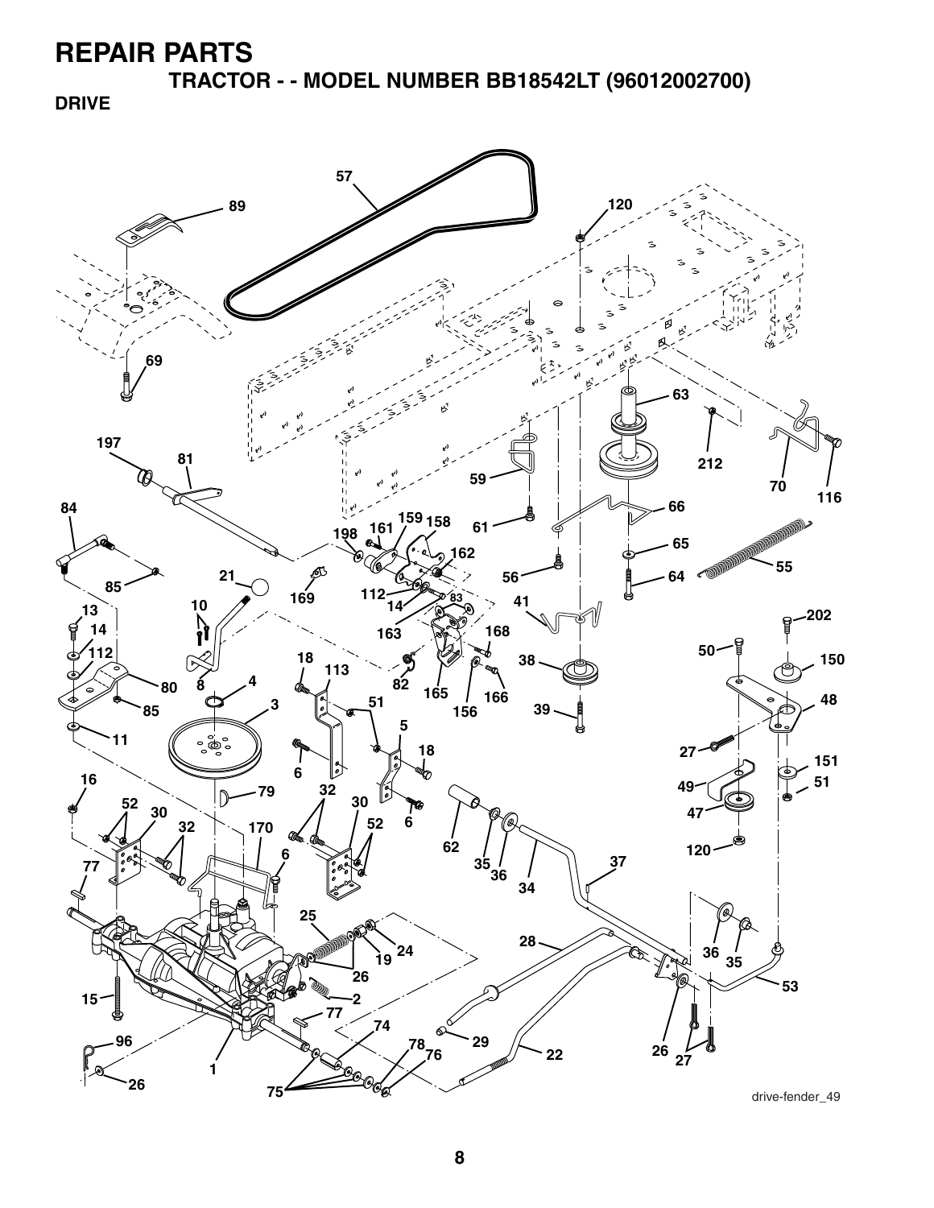# REPAIR PARTS

## TRACTOR - - MODEL NUMBER BB18542LT (96012002700)

### DRIVE

drive-fender_49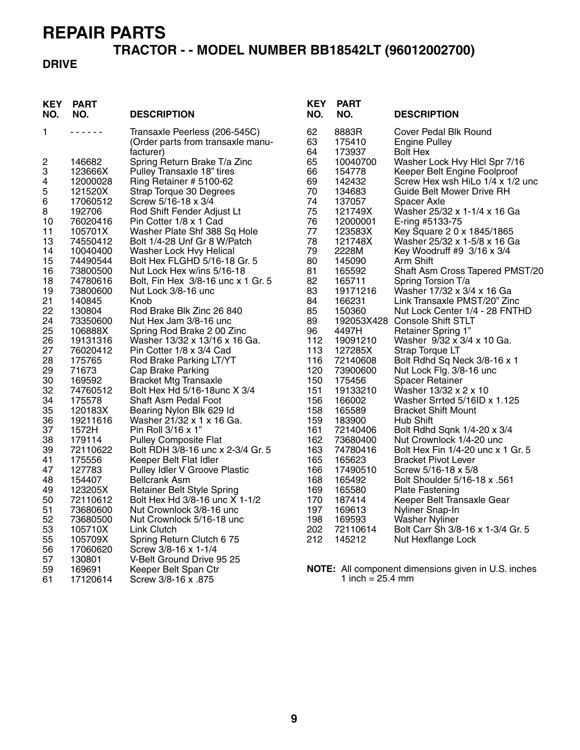# REPAIR PARTS

## TRACTOR - - MODEL NUMBER BB18542LT (96012002700)

### DRIVE

| KEY NO. | PART NO. | DESCRIPTION |
|---|---|---|
| 1 | - - - - - - | Transaxle Peerless (206-545C) (Order parts from transaxle manufacturer) |
| 2 | 146682 | Spring Return Brake T/a Zinc |
| 3 | 123666X | Pulley Transaxle 18" tires |
| 4 | 12000028 | Ring Retainer # 5100-62 |
| 5 | 121520X | Strap Torque 30 Degrees |
| 6 | 17060512 | Screw 5/16-18 x 3/4 |
| 8 | 192706 | Rod Shift Fender Adjust Lt |
| 10 | 76020416 | Pin Cotter 1/8 x 1 Cad |
| 11 | 105701X | Washer Plate Shf 388 Sq Hole |
| 13 | 74550412 | Bolt 1/4-28 Unf Gr 8 W/Patch |
| 14 | 10040400 | Washer Lock Hvy Helical |
| 15 | 74490544 | Bolt Hex FLGHD 5/16-18 Gr. 5 |
| 16 | 73800500 | Nut Lock Hex w/ins 5/16-18 |
| 18 | 74780616 | Bolt, Fin Hex 3/8-16 unc x 1 Gr. 5 |
| 19 | 73800600 | Nut Lock 3/8-16 unc |
| 21 | 140845 | Knob |
| 22 | 130804 | Rod Brake Blk Zinc 26 840 |
| 24 | 73350600 | Nut Hex Jam 3/8-16 unc |
| 25 | 106888X | Spring Rod Brake 2 00 Zinc |
| 26 | 19131316 | Washer 13/32 x 13/16 x 16 Ga. |
| 27 | 76020412 | Pin Cotter 1/8 x 3/4 Cad |
| 28 | 175765 | Rod Brake Parking LT/YT |
| 29 | 71673 | Cap Brake Parking |
| 30 | 169592 | Bracket Mtg Transaxle |
| 32 | 74760512 | Bolt Hex Hd 5/16-18unc X 3/4 |
| 34 | 175578 | Shaft Asm Pedal Foot |
| 35 | 120183X | Bearing Nylon Blk 629 Id |
| 36 | 19211616 | Washer 21/32 x 1 x 16 Ga. |
| 37 | 1572H | Pin Roll 3/16 x 1" |
| 38 | 179114 | Pulley Composite Flat |
| 39 | 72110622 | Bolt RDH 3/8-16 unc x 2-3/4 Gr. 5 |
| 41 | 175556 | Keeper Belt Flat Idler |
| 47 | 127783 | Pulley Idler V Groove Plastic |
| 48 | 154407 | Bellcrank Asm |
| 49 | 123205X | Retainer Belt Style Spring |
| 50 | 72110612 | Bolt Hex Hd 3/8-16 unc X 1-1/2 |
| 51 | 73680600 | Nut Crownlock 3/8-16 unc |
| 52 | 73680500 | Nut Crownlock 5/16-18 unc |
| 53 | 105710X | Link Clutch |
| 55 | 105709X | Spring Return Clutch 6 75 |
| 56 | 17060620 | Screw 3/8-16 x 1-1/4 |
| 57 | 130801 | V-Belt Ground Drive 95 25 |
| 59 | 169691 | Keeper Belt Span Ctr |
| 61 | 17120614 | Screw 3/8-16 x .875 |
| 62 | 8883R | Cover Pedal Blk Round |
| 63 | 175410 | Engine Pulley |
| 64 | 173937 | Bolt Hex |
| 65 | 10040700 | Washer Lock Hvy Hlcl Spr 7/16 |
| 66 | 154778 | Keeper Belt Engine Foolproof |
| 69 | 142432 | Screw Hex wsh HiLo 1/4 x 1/2 unc |
| 70 | 134683 | Guide Belt Mower Drive RH |
| 74 | 137057 | Spacer Axle |
| 75 | 121749X | Washer 25/32 x 1-1/4 x 16 Ga |
| 76 | 12000001 | E-ring #5133-75 |
| 77 | 123583X | Key Square 2 0 x 1845/1865 |
| 78 | 121748X | Washer 25/32 x 1-5/8 x 16 Ga |
| 79 | 2228M | Key Woodruff #9 3/16 x 3/4 |
| 80 | 145090 | Arm Shift |
| 81 | 165592 | Shaft Asm Cross Tapered PMST/20 |
| 82 | 165711 | Spring Torsion T/a |
| 83 | 19171216 | Washer 17/32 x 3/4 x 16 Ga |
| 84 | 166231 | Link Transaxle PMST/20" Zinc |
| 85 | 150360 | Nut Lock Center 1/4 - 28 FNTHD |
| 89 | 192053X428 | Console Shift STLT |
| 96 | 4497H | Retainer Spring 1" |
| 112 | 19091210 | Washer 9/32 x 3/4 x 10 Ga. |
| 113 | 127285X | Strap Torque LT |
| 116 | 72140608 | Bolt Rdhd Sq Neck 3/8-16 x 1 |
| 120 | 73900600 | Nut Lock Flg. 3/8-16 unc |
| 150 | 175456 | Spacer Retainer |
| 151 | 19133210 | Washer 13/32 x 2 x 10 |
| 156 | 166002 | Washer Srrted 5/16ID x 1.125 |
| 158 | 165589 | Bracket Shift Mount |
| 159 | 183900 | Hub Shift |
| 161 | 72140406 | Bolt Rdhd Sqnk 1/4-20 x 3/4 |
| 162 | 73680400 | Nut Crownlock 1/4-20 unc |
| 163 | 74780416 | Bolt Hex Fin 1/4-20 unc x 1 Gr. 5 |
| 165 | 165623 | Bracket Pivot Lever |
| 166 | 17490510 | Screw 5/16-18 x 5/8 |
| 168 | 165492 | Bolt Shoulder 5/16-18 x .561 |
| 169 | 165580 | Plate Fastening |
| 170 | 187414 | Keeper Belt Transaxle Gear |
| 197 | 169613 | Nyliner Snap-In |
| 198 | 169593 | Washer Nyliner |
| 202 | 72110614 | Bolt Carr Sh 3/8-16 x 1-3/4 Gr. 5 |
| 212 | 145212 | Nut Hexflange Lock |

**NOTE:** All component dimensions given in U.S. inches
1 inch = 25.4 mm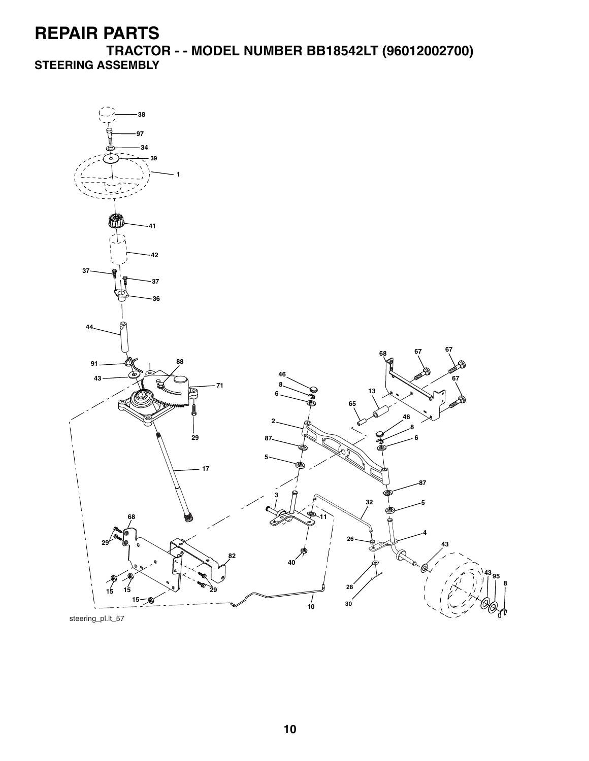# REPAIR PARTS

## TRACTOR - - MODEL NUMBER BB18542LT (96012002700)

### STEERING ASSEMBLY

steering_pl.lt_57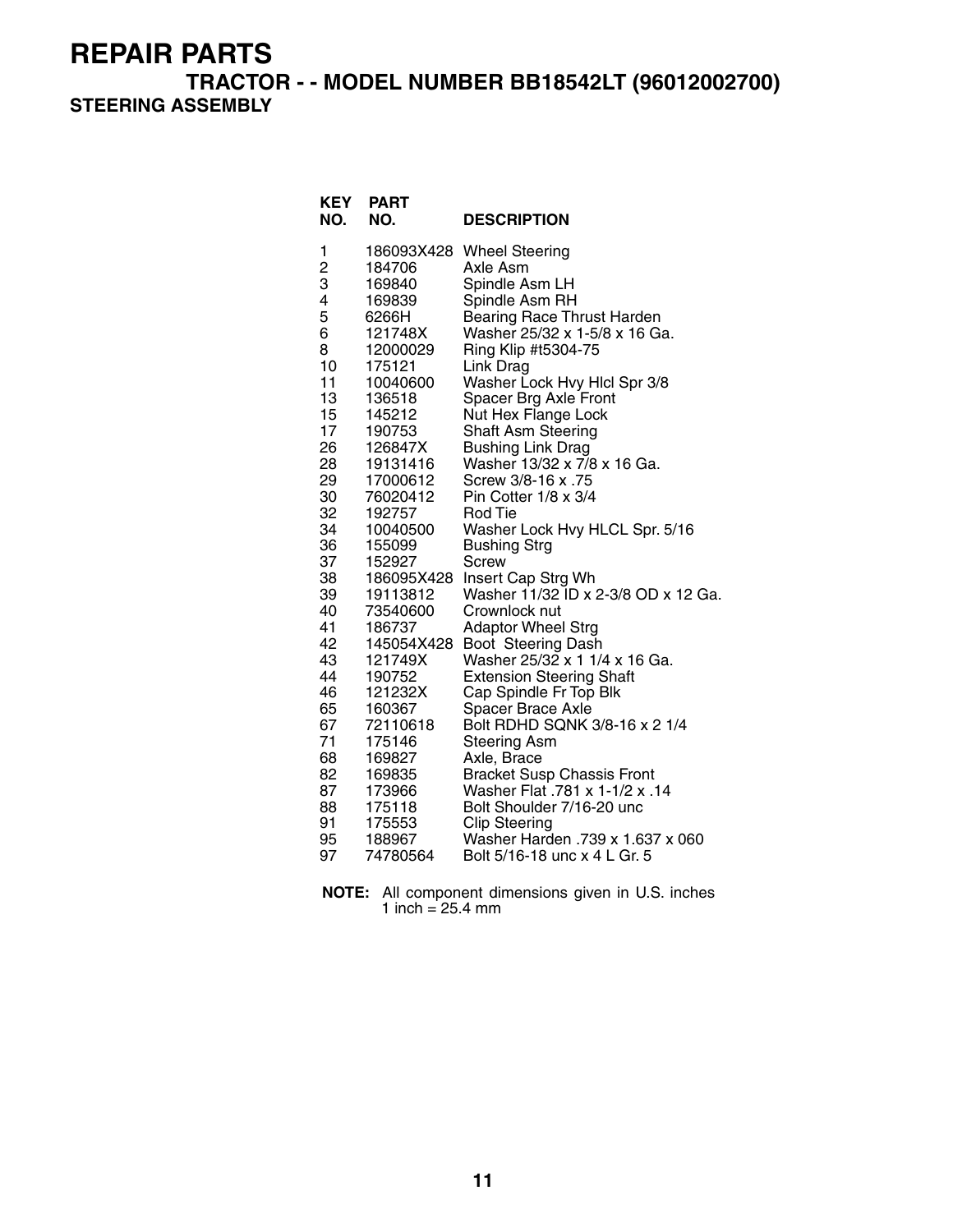# REPAIR PARTS

## TRACTOR - - MODEL NUMBER BB18542LT (96012002700)

### STEERING ASSEMBLY

| KEY NO. | PART NO. | DESCRIPTION |
|---|---|---|
| 1 | 186093X428 | Wheel Steering |
| 2 | 184706 | Axle Asm |
| 3 | 169840 | Spindle Asm LH |
| 4 | 169839 | Spindle Asm RH |
| 5 | 6266H | Bearing Race Thrust Harden |
| 6 | 121748X | Washer 25/32 x 1-5/8 x 16 Ga. |
| 8 | 12000029 | Ring Klip #t5304-75 |
| 10 | 175121 | Link Drag |
| 11 | 10040600 | Washer Lock Hvy Hlcl Spr 3/8 |
| 13 | 136518 | Spacer Brg Axle Front |
| 15 | 145212 | Nut Hex Flange Lock |
| 17 | 190753 | Shaft Asm Steering |
| 26 | 126847X | Bushing Link Drag |
| 28 | 19131416 | Washer 13/32 x 7/8 x 16 Ga. |
| 29 | 17000612 | Screw 3/8-16 x .75 |
| 30 | 76020412 | Pin Cotter 1/8 x 3/4 |
| 32 | 192757 | Rod Tie |
| 34 | 10040500 | Washer Lock Hvy HLCL Spr. 5/16 |
| 36 | 155099 | Bushing Strg |
| 37 | 152927 | Screw |
| 38 | 186095X428 | Insert Cap Strg Wh |
| 39 | 19113812 | Washer 11/32 ID x 2-3/8 OD x 12 Ga. |
| 40 | 73540600 | Crownlock nut |
| 41 | 186737 | Adaptor Wheel Strg |
| 42 | 145054X428 | Boot Steering Dash |
| 43 | 121749X | Washer 25/32 x 1 1/4 x 16 Ga. |
| 44 | 190752 | Extension Steering Shaft |
| 46 | 121232X | Cap Spindle Fr Top Blk |
| 65 | 160367 | Spacer Brace Axle |
| 67 | 72110618 | Bolt RDHD SQNK 3/8-16 x 2 1/4 |
| 71 | 175146 | Steering Asm |
| 68 | 169827 | Axle, Brace |
| 82 | 169835 | Bracket Susp Chassis Front |
| 87 | 173966 | Washer Flat .781 x 1-1/2 x .14 |
| 88 | 175118 | Bolt Shoulder 7/16-20 unc |
| 91 | 175553 | Clip Steering |
| 95 | 188967 | Washer Harden .739 x 1.637 x 060 |
| 97 | 74780564 | Bolt 5/16-18 unc x 4 L Gr. 5 |

**NOTE:** All component dimensions given in U.S. inches
1 inch = 25.4 mm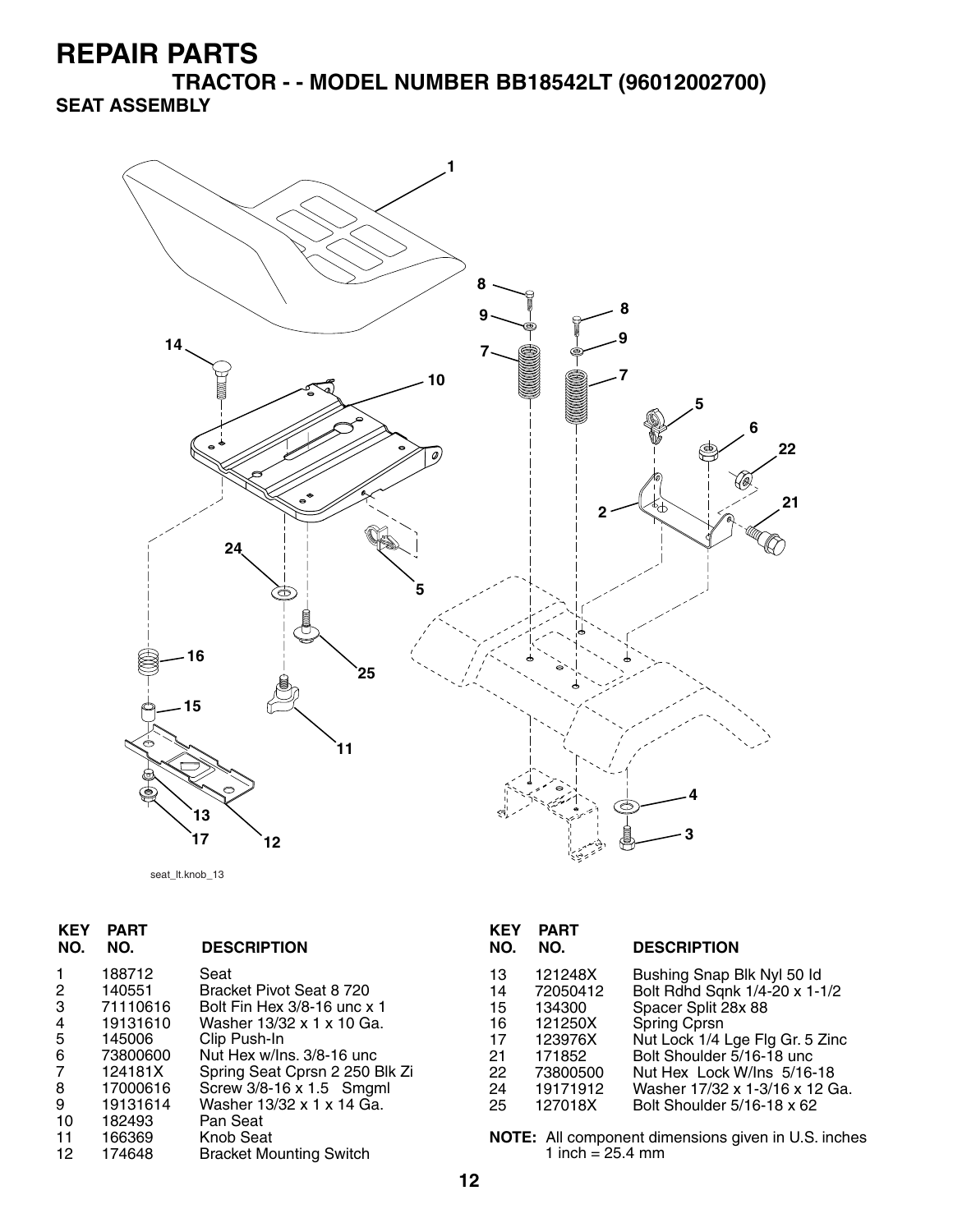# REPAIR PARTS

## TRACTOR - - MODEL NUMBER BB18542LT (96012002700)

### SEAT ASSEMBLY

seat_lt.knob_13

| KEY NO. | PART NO. | DESCRIPTION |
|---|---|---|
| 1 | 188712 | Seat |
| 2 | 140551 | Bracket Pivot Seat 8 720 |
| 3 | 71110616 | Bolt Fin Hex 3/8-16 unc x 1 |
| 4 | 19131610 | Washer 13/32 x 1 x 10 Ga. |
| 5 | 145006 | Clip Push-In |
| 6 | 73800600 | Nut Hex w/Ins. 3/8-16 unc |
| 7 | 124181X | Spring Seat Cprsn 2 250 Blk Zi |
| 8 | 17000616 | Screw 3/8-16 x 1.5 Smgml |
| 9 | 19131614 | Washer 13/32 x 1 x 14 Ga. |
| 10 | 182493 | Pan Seat |
| 11 | 166369 | Knob Seat |
| 12 | 174648 | Bracket Mounting Switch |
| 13 | 121248X | Bushing Snap Blk Nyl 50 Id |
| 14 | 72050412 | Bolt Rdhd Sqnk 1/4-20 x 1-1/2 |
| 15 | 134300 | Spacer Split 28x 88 |
| 16 | 121250X | Spring Cprsn |
| 17 | 123976X | Nut Lock 1/4 Lge Flg Gr. 5 Zinc |
| 21 | 171852 | Bolt Shoulder 5/16-18 unc |
| 22 | 73800500 | Nut Hex Lock W/Ins 5/16-18 |
| 24 | 19171912 | Washer 17/32 x 1-3/16 x 12 Ga. |
| 25 | 127018X | Bolt Shoulder 5/16-18 x 62 |

**NOTE:** All component dimensions given in U.S. inches
1 inch = 25.4 mm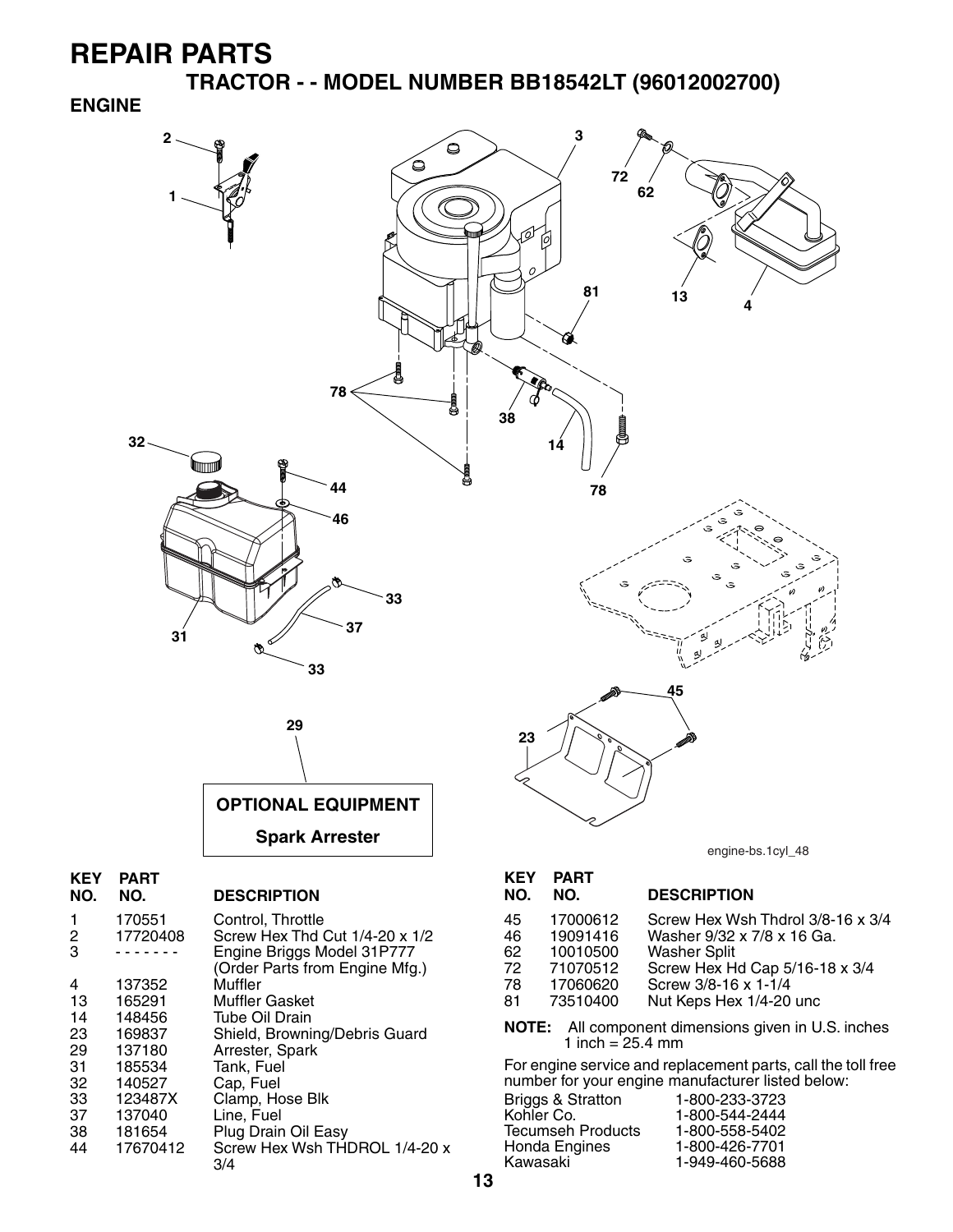# REPAIR PARTS

## TRACTOR - - MODEL NUMBER BB18542LT (96012002700)

### ENGINE

OPTIONAL EQUIPMENT

Spark Arrester

engine-bs.1cyl_48

| KEY NO. | PART NO. | DESCRIPTION |
|---|---|---|
| 1 | 170551 | Control, Throttle |
| 2 | 17720408 | Screw Hex Thd Cut 1/4-20 x 1/2 |
| 3 | - - - - - - - | Engine Briggs Model 31P777 (Order Parts from Engine Mfg.) |
| 4 | 137352 | Muffler |
| 13 | 165291 | Muffler Gasket |
| 14 | 148456 | Tube Oil Drain |
| 23 | 169837 | Shield, Browning/Debris Guard |
| 29 | 137180 | Arrester, Spark |
| 31 | 185534 | Tank, Fuel |
| 32 | 140527 | Cap, Fuel |
| 33 | 123487X | Clamp, Hose Blk |
| 37 | 137040 | Line, Fuel |
| 38 | 181654 | Plug Drain Oil Easy |
| 44 | 17670412 | Screw Hex Wsh THDROL 1/4-20 x 3/4 |
| 45 | 17000612 | Screw Hex Wsh Thdrol 3/8-16 x 3/4 |
| 46 | 19091416 | Washer 9/32 x 7/8 x 16 Ga. |
| 62 | 10010500 | Washer Split |
| 72 | 71070512 | Screw Hex Hd Cap 5/16-18 x 3/4 |
| 78 | 17060620 | Screw 3/8-16 x 1-1/4 |
| 81 | 73510400 | Nut Keps Hex 1/4-20 unc |

**NOTE:** All component dimensions given in U.S. inches
1 inch = 25.4 mm

For engine service and replacement parts, call the toll free number for your engine manufacturer listed below:

| | |
|---|---|
| Briggs & Stratton | 1-800-233-3723 |
| Kohler Co. | 1-800-544-2444 |
| Tecumseh Products | 1-800-558-5402 |
| Honda Engines | 1-800-426-7701 |
| Kawasaki | 1-949-460-5688 |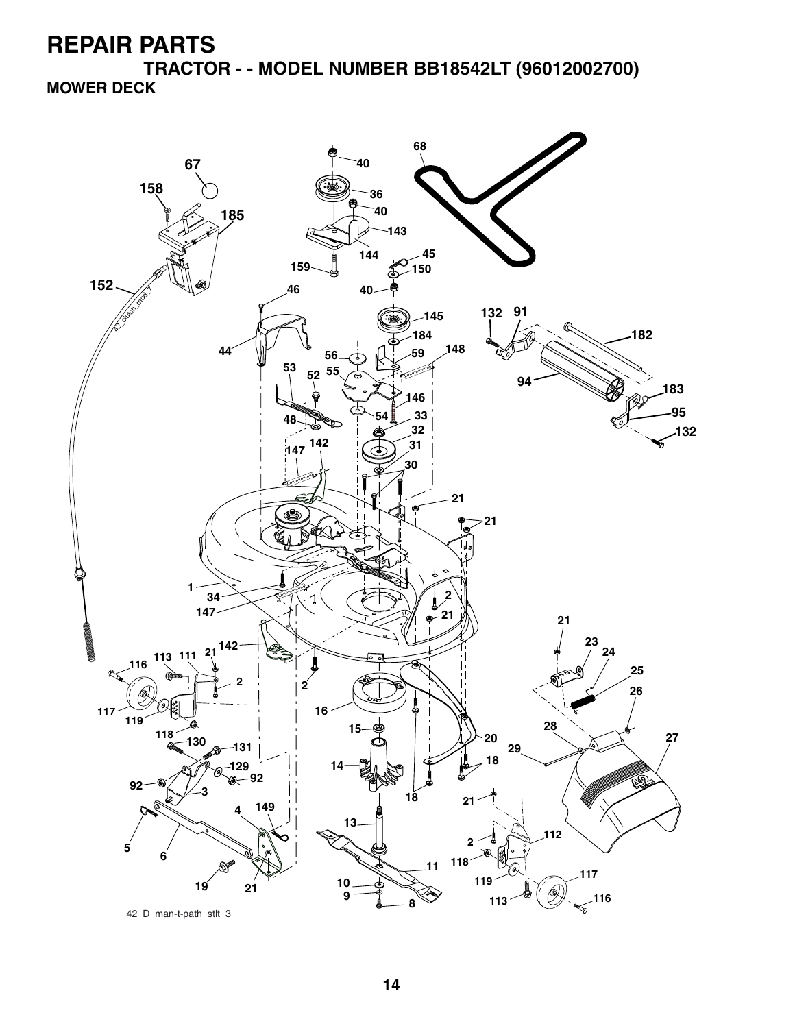# REPAIR PARTS

## TRACTOR - - MODEL NUMBER BB18542LT (96012002700)

### MOWER DECK

68
40
67
158
36
40
185
143
144
45
159
150
152
40
46
132
91
145
182
184
44
56
59
148
53
52
55
94
183
146
95
48
54
33
132
32
142
147
31
30
21
21
1
2
34
147
21
21
142
23
24
116
113
111
21
25
2
2
26
117
16
119
20
28
27
15
118
130
131
29
129
14
18
92
92
3
18
21
149
4
13
112
5
6
2
11
118
117
119
10
19
21
9
113
116
8

42_D_man-t-path_stlt_3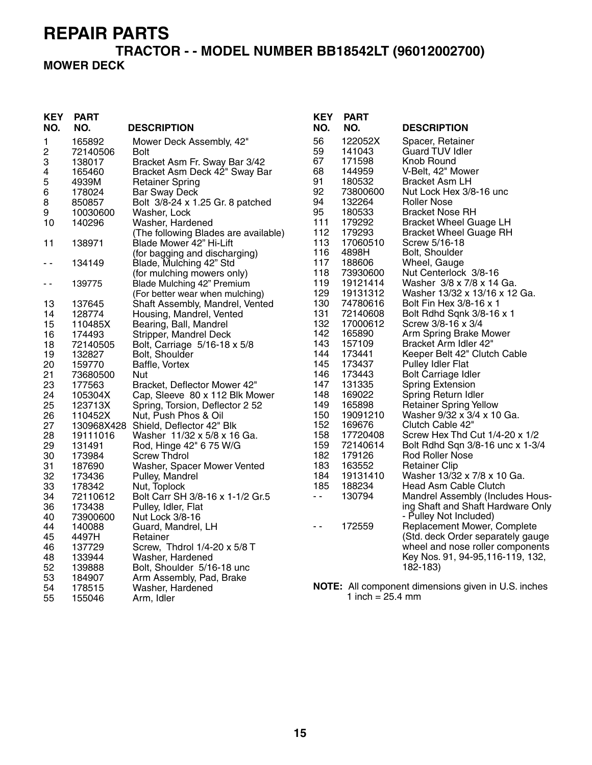# REPAIR PARTS

## TRACTOR - - MODEL NUMBER BB18542LT (96012002700)

### MOWER DECK

| KEY NO. | PART NO. | DESCRIPTION |
|---|---|---|
| 1 | 165892 | Mower Deck Assembly, 42" |
| 2 | 72140506 | Bolt |
| 3 | 138017 | Bracket Asm Fr. Sway Bar 3/42 |
| 4 | 165460 | Bracket Asm Deck 42" Sway Bar |
| 5 | 4939M | Retainer Spring |
| 6 | 178024 | Bar Sway Deck |
| 8 | 850857 | Bolt 3/8-24 x 1.25 Gr. 8 patched |
| 9 | 10030600 | Washer, Lock |
| 10 | 140296 | Washer, Hardened |
| | | (The following Blades are available) |
| 11 | 138971 | Blade Mower 42" Hi-Lift (for bagging and discharging) |
| - - | 134149 | Blade, Mulching 42" Std (for mulching mowers only) |
| - - | 139775 | Blade Mulching 42" Premium (For better wear when mulching) |
| 13 | 137645 | Shaft Assembly, Mandrel, Vented |
| 14 | 128774 | Housing, Mandrel, Vented |
| 15 | 110485X | Bearing, Ball, Mandrel |
| 16 | 174493 | Stripper, Mandrel Deck |
| 18 | 72140505 | Bolt, Carriage 5/16-18 x 5/8 |
| 19 | 132827 | Bolt, Shoulder |
| 20 | 159770 | Baffle, Vortex |
| 21 | 73680500 | Nut |
| 23 | 177563 | Bracket, Deflector Mower 42" |
| 24 | 105304X | Cap, Sleeve 80 x 112 Blk Mower |
| 25 | 123713X | Spring, Torsion, Deflector 2 52 |
| 26 | 110452X | Nut, Push Phos & Oil |
| 27 | 130968X428 | Shield, Deflector 42" Blk |
| 28 | 19111016 | Washer 11/32 x 5/8 x 16 Ga. |
| 29 | 131491 | Rod, Hinge 42" 6 75 W/G |
| 30 | 173984 | Screw Thdrol |
| 31 | 187690 | Washer, Spacer Mower Vented |
| 32 | 173436 | Pulley, Mandrel |
| 33 | 178342 | Nut, Toplock |
| 34 | 72110612 | Bolt Carr SH 3/8-16 x 1-1/2 Gr.5 |
| 36 | 173438 | Pulley, Idler, Flat |
| 40 | 73900600 | Nut Lock 3/8-16 |
| 44 | 140088 | Guard, Mandrel, LH |
| 45 | 4497H | Retainer |
| 46 | 137729 | Screw, Thdrol 1/4-20 x 5/8 T |
| 48 | 133944 | Washer, Hardened |
| 52 | 139888 | Bolt, Shoulder 5/16-18 unc |
| 53 | 184907 | Arm Assembly, Pad, Brake |
| 54 | 178515 | Washer, Hardened |
| 55 | 155046 | Arm, Idler |
| 56 | 122052X | Spacer, Retainer |
| 59 | 141043 | Guard TUV Idler |
| 67 | 171598 | Knob Round |
| 68 | 144959 | V-Belt, 42" Mower |
| 91 | 180532 | Bracket Asm LH |
| 92 | 73800600 | Nut Lock Hex 3/8-16 unc |
| 94 | 132264 | Roller Nose |
| 95 | 180533 | Bracket Nose RH |
| 111 | 179292 | Bracket Wheel Guage LH |
| 112 | 179293 | Bracket Wheel Guage RH |
| 113 | 17060510 | Screw 5/16-18 |
| 116 | 4898H | Bolt, Shoulder |
| 117 | 188606 | Wheel, Gauge |
| 118 | 73930600 | Nut Centerlock 3/8-16 |
| 119 | 19121414 | Washer 3/8 x 7/8 x 14 Ga. |
| 129 | 19131312 | Washer 13/32 x 13/16 x 12 Ga. |
| 130 | 74780616 | Bolt Fin Hex 3/8-16 x 1 |
| 131 | 72140608 | Bolt Rdhd Sqnk 3/8-16 x 1 |
| 132 | 17000612 | Screw 3/8-16 x 3/4 |
| 142 | 165890 | Arm Spring Brake Mower |
| 143 | 157109 | Bracket Arm Idler 42" |
| 144 | 173441 | Keeper Belt 42" Clutch Cable |
| 145 | 173437 | Pulley Idler Flat |
| 146 | 173443 | Bolt Carriage Idler |
| 147 | 131335 | Spring Extension |
| 148 | 169022 | Spring Return Idler |
| 149 | 165898 | Retainer Spring Yellow |
| 150 | 19091210 | Washer 9/32 x 3/4 x 10 Ga. |
| 152 | 169676 | Clutch Cable 42" |
| 158 | 17720408 | Screw Hex Thd Cut 1/4-20 x 1/2 |
| 159 | 72140614 | Bolt Rdhd Sqn 3/8-16 unc x 1-3/4 |
| 182 | 179126 | Rod Roller Nose |
| 183 | 163552 | Retainer Clip |
| 184 | 19131410 | Washer 13/32 x 7/8 x 10 Ga. |
| 185 | 188234 | Head Asm Cable Clutch |
| - - | 130794 | Mandrel Assembly (Includes Housing Shaft and Shaft Hardware Only - Pulley Not Included) |
| - - | 172559 | Replacement Mower, Complete (Std. deck Order separately gauge wheel and nose roller components Key Nos. 91, 94-95,116-119, 132, 182-183) |

**NOTE:** All component dimensions given in U.S. inches
1 inch = 25.4 mm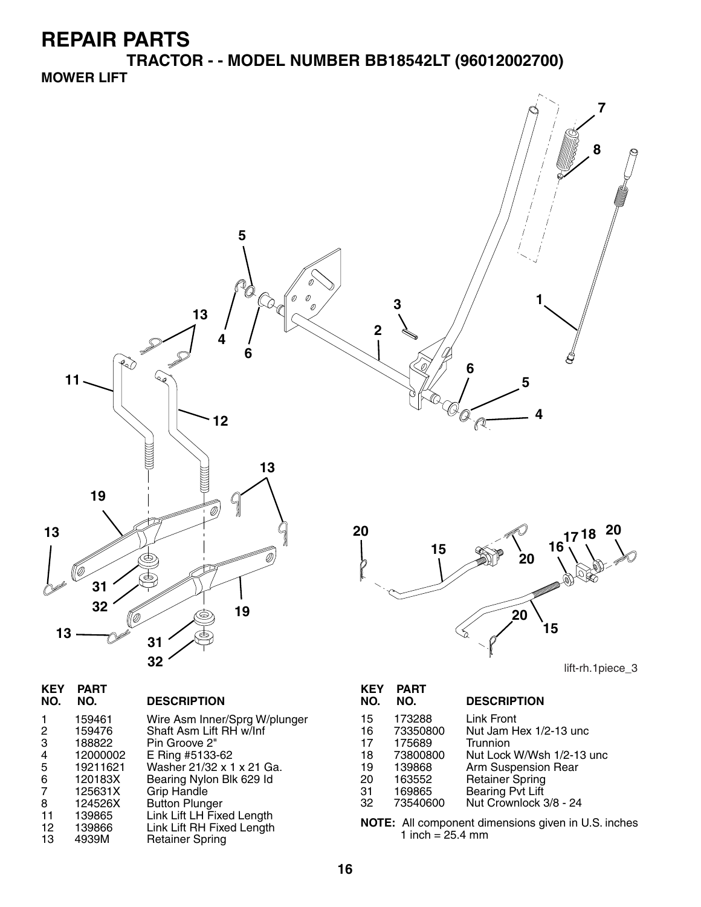# REPAIR PARTS

## TRACTOR - - MODEL NUMBER BB18542LT (96012002700)

### MOWER LIFT

lift-rh.1piece_3

| KEY NO. | PART NO. | DESCRIPTION |
|---|---|---|
| 1 | 159461 | Wire Asm Inner/Sprg W/plunger |
| 2 | 159476 | Shaft Asm Lift RH w/Inf |
| 3 | 188822 | Pin Groove 2" |
| 4 | 12000002 | E Ring #5133-62 |
| 5 | 19211621 | Washer 21/32 x 1 x 21 Ga. |
| 6 | 120183X | Bearing Nylon Blk 629 Id |
| 7 | 125631X | Grip Handle |
| 8 | 124526X | Button Plunger |
| 11 | 139865 | Link Lift LH Fixed Length |
| 12 | 139866 | Link Lift RH Fixed Length |
| 13 | 4939M | Retainer Spring |
| 15 | 173288 | Link Front |
| 16 | 73350800 | Nut Jam Hex 1/2-13 unc |
| 17 | 175689 | Trunnion |
| 18 | 73800800 | Nut Lock W/Wsh 1/2-13 unc |
| 19 | 139868 | Arm Suspension Rear |
| 20 | 163552 | Retainer Spring |
| 31 | 169865 | Bearing Pvt Lift |
| 32 | 73540600 | Nut Crownlock 3/8 - 24 |

**NOTE:** All component dimensions given in U.S. inches
1 inch = 25.4 mm